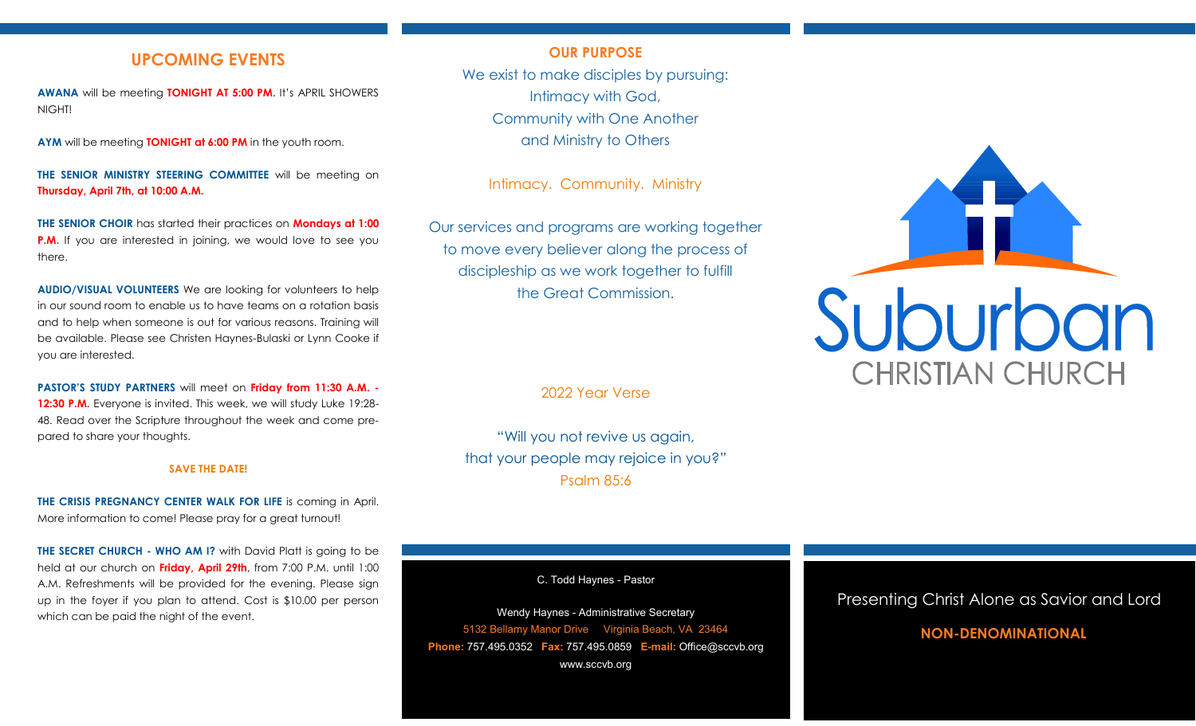## UPCOMING EVENTS

**AWANA** will be meeting **TONIGHT AT 5:00 PM.** It's APRIL SHOWERS NIGHT!

**AYM** will be meeting **TONIGHT at 6:00 PM** in the youth room.

**THE SENIOR MINISTRY STEERING COMMITTEE** will be meeting on **Thursday, April 7th, at 10:00 A.M.**

**THE SENIOR CHOIR** has started their practices on **Mondays at 1:00 P.M.** If you are interested in joining, we would love to see you there.

**AUDIO/VISUAL VOLUNTEERS** We are looking for volunteers to help in our sound room to enable us to have teams on a rotation basis and to help when someone is out for various reasons. Training will be available. Please see Christen Haynes-Bulaski or Lynn Cooke if you are interested.

**PASTOR'S STUDY PARTNERS** will meet on **Friday from 11:30 A.M. - 12:30 P.M.** Everyone is invited. This week, we will study Luke 19:28-48. Read over the Scripture throughout the week and come prepared to share your thoughts.

**SAVE THE DATE!**

**THE CRISIS PREGNANCY CENTER WALK FOR LIFE** is coming in April. More information to come! Please pray for a great turnout!

**THE SECRET CHURCH - WHO AM I?** with David Platt is going to be held at our church on **Friday, April 29th**, from 7:00 P.M. until 1:00 A.M. Refreshments will be provided for the evening. Please sign up in the foyer if you plan to attend. Cost is $10.00 per person which can be paid the night of the event.

## OUR PURPOSE

We exist to make disciples by pursuing:
Intimacy with God,
Community with One Another
and Ministry to Others

Intimacy. Community. Ministry

Our services and programs are working together to move every believer along the process of discipleship as we work together to fulfill the Great Commission.

2022 Year Verse

"Will you not revive us again,
that your people may rejoice in you?"
Psalm 85:6

C. Todd Haynes - Pastor

Wendy Haynes - Administrative Secretary
5132 Bellamy Manor Drive Virginia Beach, VA 23464
**Phone:** 757.495.0352 **Fax:** 757.495.0859 **E-mail:** Office@sccvb.org
www.sccvb.org

# Suburban
## CHRISTIAN CHURCH

Presenting Christ Alone as Savior and Lord

**NON-DENOMINATIONAL**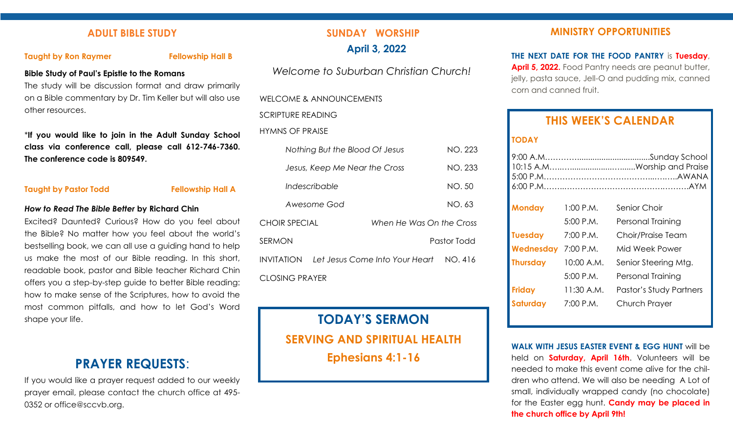## ADULT BIBLE STUDY

**Taught by Ron Raymer** — **Fellowship Hall B**

**Bible Study of Paul's Epistle to the Romans**

The study will be discussion format and draw primarily on a Bible commentary by Dr. Tim Keller but will also use other resources.

***If you would like to join in the Adult Sunday School class via conference call, please call 612-746-7360. The conference code is 809549.**

**Taught by Pastor Todd** — **Fellowship Hall A**

***How to Read The Bible Better* by Richard Chin**

Excited? Daunted? Curious? How do you feel about the Bible? No matter how you feel about the world's bestselling book, we can all use a guiding hand to help us make the most of our Bible reading. In this short, readable book, pastor and Bible teacher Richard Chin offers you a step-by-step guide to better Bible reading: how to make sense of the Scriptures, how to avoid the most common pitfalls, and how to let God's Word shape your life.

## PRAYER REQUESTS:

If you would like a prayer request added to our weekly prayer email, please contact the church office at 495-0352 or office@sccvb.org.

## SUNDAY WORSHIP

### April 3, 2022

*Welcome to Suburban Christian Church!*

WELCOME & ANNOUNCEMENTS

SCRIPTURE READING

HYMNS OF PRAISE

| | |
|---|---|
| *Nothing But the Blood Of Jesus* | NO. 223 |
| *Jesus, Keep Me Near the Cross* | NO. 233 |
| *Indescribable* | NO. 50 |
| *Awesome God* | NO. 63 |

CHOIR SPECIAL — *When He Was On the Cross*

SERMON — Pastor Todd

INVITATION — *Let Jesus Come Into Your Heart* — NO. 416

CLOSING PRAYER

## TODAY'S SERMON

**SERVING AND SPIRITUAL HEALTH**

**Ephesians 4:1-16**

## MINISTRY OPPORTUNITIES

**THE NEXT DATE FOR THE FOOD PANTRY** is **Tuesday, April 5, 2022.** Food Pantry needs are peanut butter, jelly, pasta sauce, Jell-O and pudding mix, canned corn and canned fruit.

## THIS WEEK'S CALENDAR

**TODAY**

9:00 A.M.…………...............................Sunday School
10:15 A.M.…..…...................…......Worship and Praise
5:00 P.M.…………………………………...……..AWANA
6:00 P.M.……...……………………………….……….AYM

| | | |
|---|---|---|
| **Monday** | 1:00 P.M. | Senior Choir |
| | 5:00 P.M. | Personal Training |
| **Tuesday** | 7:00 P.M. | Choir/Praise Team |
| **Wednesday** | 7:00 P.M. | Mid Week Power |
| **Thursday** | 10:00 A.M. | Senior Steering Mtg. |
| | 5:00 P.M. | Personal Training |
| **Friday** | 11:30 A.M. | Pastor's Study Partners |
| **Saturday** | 7:00 P.M. | Church Prayer |

**WALK WITH JESUS EASTER EVENT & EGG HUNT** will be held on **Saturday, April 16th**. Volunteers will be needed to make this event come alive for the children who attend. We will also be needing A Lot of small, individually wrapped candy (no chocolate) for the Easter egg hunt. **Candy may be placed in the church office by April 9th!**